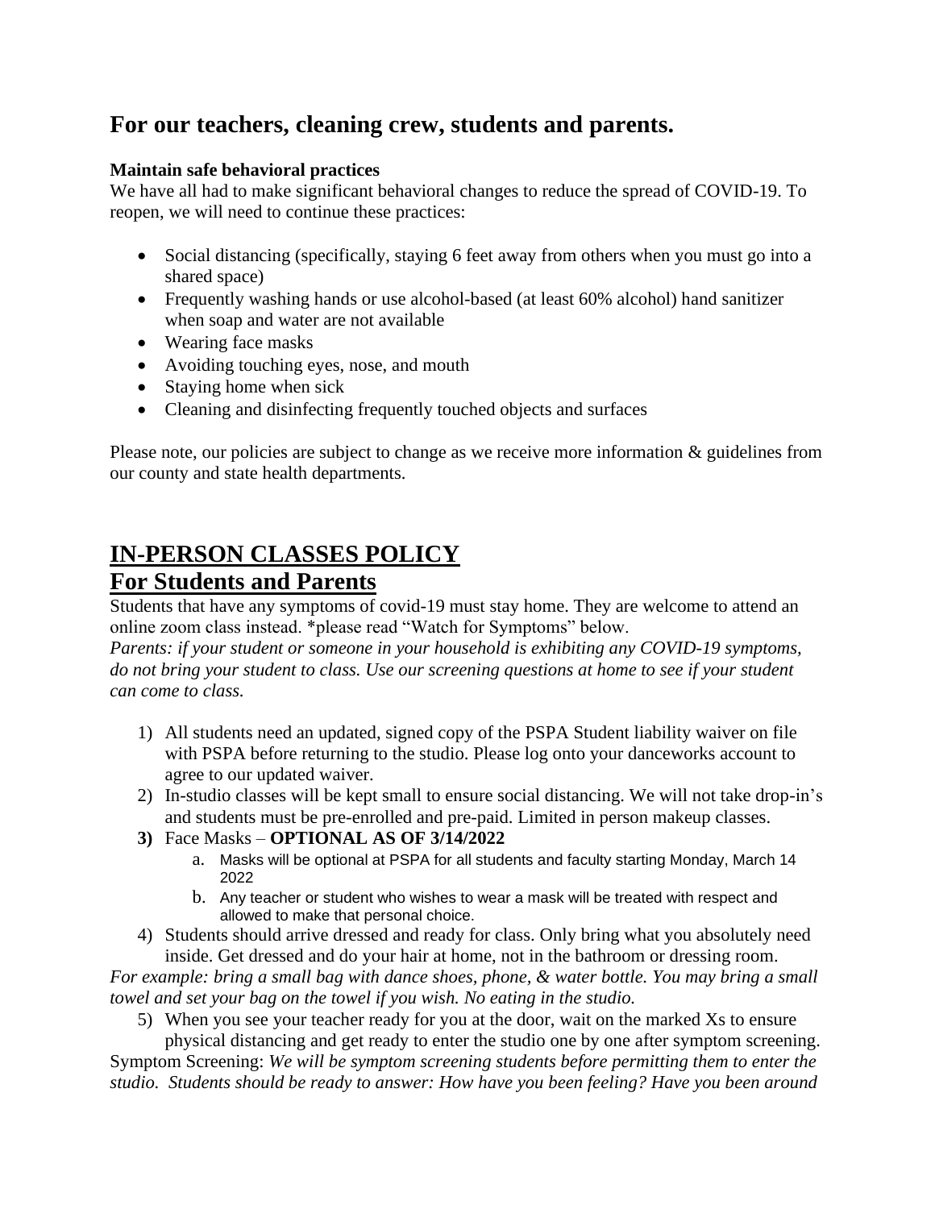## For our teachers, cleaning crew, students and parents.

**Maintain safe behavioral practices**

We have all had to make significant behavioral changes to reduce the spread of COVID-19. To reopen, we will need to continue these practices:

- Social distancing (specifically, staying 6 feet away from others when you must go into a shared space)
- Frequently washing hands or use alcohol-based (at least 60% alcohol) hand sanitizer when soap and water are not available
- Wearing face masks
- Avoiding touching eyes, nose, and mouth
- Staying home when sick
- Cleaning and disinfecting frequently touched objects and surfaces

Please note, our policies are subject to change as we receive more information & guidelines from our county and state health departments.

# IN-PERSON CLASSES POLICY

## For Students and Parents

Students that have any symptoms of covid-19 must stay home. They are welcome to attend an online zoom class instead. *please read "Watch for Symptoms" below.

*Parents: if your student or someone in your household is exhibiting any COVID-19 symptoms, do not bring your student to class. Use our screening questions at home to see if your student can come to class.*

1) All students need an updated, signed copy of the PSPA Student liability waiver on file with PSPA before returning to the studio. Please log onto your danceworks account to agree to our updated waiver.
2) In-studio classes will be kept small to ensure social distancing. We will not take drop-in's and students must be pre-enrolled and pre-paid. Limited in person makeup classes.
3) Face Masks – **OPTIONAL AS OF 3/14/2022**
   a. Masks will be optional at PSPA for all students and faculty starting Monday, March 14 2022
   b. Any teacher or student who wishes to wear a mask will be treated with respect and allowed to make that personal choice.
4) Students should arrive dressed and ready for class. Only bring what you absolutely need inside. Get dressed and do your hair at home, not in the bathroom or dressing room.

*For example: bring a small bag with dance shoes, phone, & water bottle. You may bring a small towel and set your bag on the towel if you wish. No eating in the studio.*

5) When you see your teacher ready for you at the door, wait on the marked Xs to ensure physical distancing and get ready to enter the studio one by one after symptom screening.

Symptom Screening: *We will be symptom screening students before permitting them to enter the studio. Students should be ready to answer: How have you been feeling? Have you been around*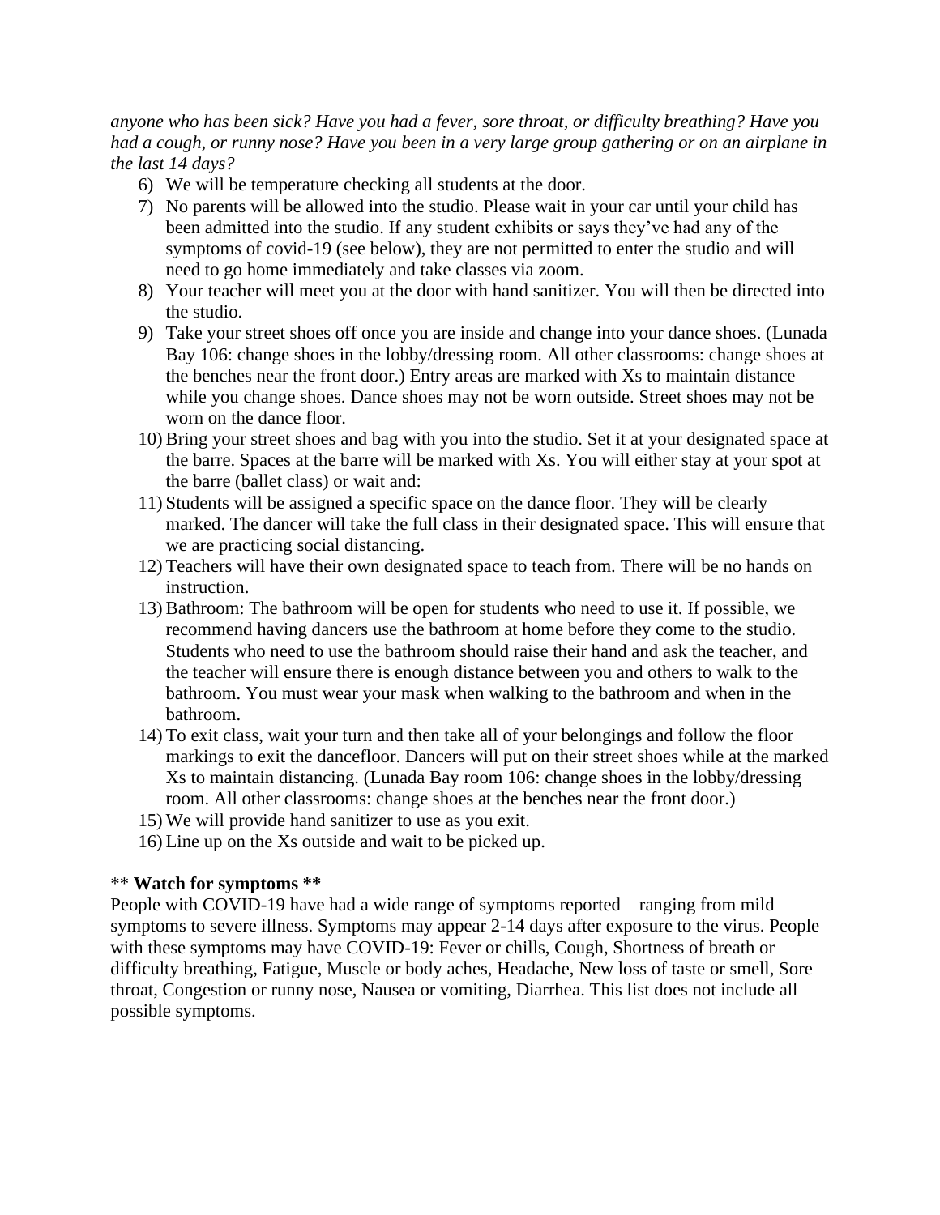*anyone who has been sick? Have you had a fever, sore throat, or difficulty breathing? Have you had a cough, or runny nose? Have you been in a very large group gathering or on an airplane in the last 14 days?*

6) We will be temperature checking all students at the door.
7) No parents will be allowed into the studio. Please wait in your car until your child has been admitted into the studio. If any student exhibits or says they've had any of the symptoms of covid-19 (see below), they are not permitted to enter the studio and will need to go home immediately and take classes via zoom.
8) Your teacher will meet you at the door with hand sanitizer. You will then be directed into the studio.
9) Take your street shoes off once you are inside and change into your dance shoes. (Lunada Bay 106: change shoes in the lobby/dressing room. All other classrooms: change shoes at the benches near the front door.) Entry areas are marked with Xs to maintain distance while you change shoes. Dance shoes may not be worn outside. Street shoes may not be worn on the dance floor.
10) Bring your street shoes and bag with you into the studio. Set it at your designated space at the barre. Spaces at the barre will be marked with Xs. You will either stay at your spot at the barre (ballet class) or wait and:
11) Students will be assigned a specific space on the dance floor. They will be clearly marked. The dancer will take the full class in their designated space. This will ensure that we are practicing social distancing.
12) Teachers will have their own designated space to teach from. There will be no hands on instruction.
13) Bathroom: The bathroom will be open for students who need to use it. If possible, we recommend having dancers use the bathroom at home before they come to the studio. Students who need to use the bathroom should raise their hand and ask the teacher, and the teacher will ensure there is enough distance between you and others to walk to the bathroom. You must wear your mask when walking to the bathroom and when in the bathroom.
14) To exit class, wait your turn and then take all of your belongings and follow the floor markings to exit the dancefloor. Dancers will put on their street shoes while at the marked Xs to maintain distancing. (Lunada Bay room 106: change shoes in the lobby/dressing room. All other classrooms: change shoes at the benches near the front door.)
15) We will provide hand sanitizer to use as you exit.
16) Line up on the Xs outside and wait to be picked up.

** **Watch for symptoms** **

People with COVID-19 have had a wide range of symptoms reported – ranging from mild symptoms to severe illness. Symptoms may appear 2-14 days after exposure to the virus. People with these symptoms may have COVID-19: Fever or chills, Cough, Shortness of breath or difficulty breathing, Fatigue, Muscle or body aches, Headache, New loss of taste or smell, Sore throat, Congestion or runny nose, Nausea or vomiting, Diarrhea. This list does not include all possible symptoms.